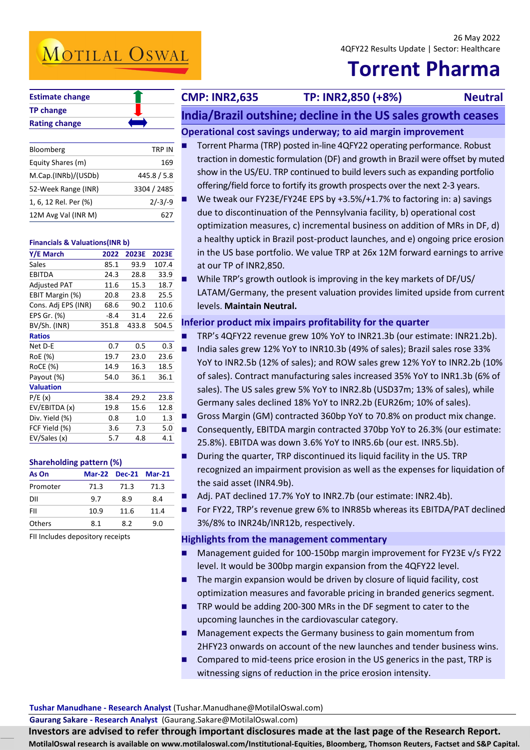26 May 2022

4QFY22 Results Update | Sector: Healthcare

# Torrent Pharma

| Estimate change | ↑ |
|---|---|
| TP change | ↓ |
| Rating change | ↔ |

| Bloomberg | TRP IN |
|---|---|
| Equity Shares (m) | 169 |
| M.Cap.(INRb)/(USDb) | 445.8 / 5.8 |
| 52-Week Range (INR) | 3304 / 2485 |
| 1, 6, 12 Rel. Per (%) | 2/-3/-9 |
| 12M Avg Val (INR M) | 627 |

**Financials & Valuations(INR b)**

| Y/E March | 2022 | 2023E | 2023E |
|---|---|---|---|
| Sales | 85.1 | 93.9 | 107.4 |
| EBITDA | 24.3 | 28.8 | 33.9 |
| Adjusted PAT | 11.6 | 15.3 | 18.7 |
| EBIT Margin (%) | 20.8 | 23.8 | 25.5 |
| Cons. Adj EPS (INR) | 68.6 | 90.2 | 110.6 |
| EPS Gr. (%) | -8.4 | 31.4 | 22.6 |
| BV/Sh. (INR) | 351.8 | 433.8 | 504.5 |
| **Ratios** | | | |
| Net D-E | 0.7 | 0.5 | 0.3 |
| RoE (%) | 19.7 | 23.0 | 23.6 |
| RoCE (%) | 14.9 | 16.3 | 18.5 |
| Payout (%) | 54.0 | 36.1 | 36.1 |
| **Valuation** | | | |
| P/E (x) | 38.4 | 29.2 | 23.8 |
| EV/EBITDA (x) | 19.8 | 15.6 | 12.8 |
| Div. Yield (%) | 0.8 | 1.0 | 1.3 |
| FCF Yield (%) | 3.6 | 7.3 | 5.0 |
| EV/Sales (x) | 5.7 | 4.8 | 4.1 |

**Shareholding pattern (%)**

| As On | Mar-22 | Dec-21 | Mar-21 |
|---|---|---|---|
| Promoter | 71.3 | 71.3 | 71.3 |
| DII | 9.7 | 8.9 | 8.4 |
| FII | 10.9 | 11.6 | 11.4 |
| Others | 8.1 | 8.2 | 9.0 |

FII Includes depository receipts

**CMP: INR2,635 | TP: INR2,850 (+8%) | Neutral**

## India/Brazil outshine; decline in the US sales growth ceases

### Operational cost savings underway; to aid margin improvement

- Torrent Pharma (TRP) posted in-line 4QFY22 operating performance. Robust traction in domestic formulation (DF) and growth in Brazil were offset by muted show in the US/EU. TRP continued to build levers such as expanding portfolio offering/field force to fortify its growth prospects over the next 2-3 years.
- We tweak our FY23E/FY24E EPS by +3.5%/+1.7% to factoring in: a) savings due to discontinuation of the Pennsylvania facility, b) operational cost optimization measures, c) incremental business on addition of MRs in DF, d) a healthy uptick in Brazil post-product launches, and e) ongoing price erosion in the US base portfolio. We value TRP at 26x 12M forward earnings to arrive at our TP of INR2,850.
- While TRP's growth outlook is improving in the key markets of DF/US/ LATAM/Germany, the present valuation provides limited upside from current levels. **Maintain Neutral.**

### Inferior product mix impairs profitability for the quarter

- TRP's 4QFY22 revenue grew 10% YoY to INR21.3b (our estimate: INR21.2b).
- India sales grew 12% YoY to INR10.3b (49% of sales); Brazil sales rose 33% YoY to INR2.5b (12% of sales); and ROW sales grew 12% YoY to INR2.2b (10% of sales). Contract manufacturing sales increased 35% YoY to INR1.3b (6% of sales). The US sales grew 5% YoY to INR2.8b (USD37m; 13% of sales), while Germany sales declined 18% YoY to INR2.2b (EUR26m; 10% of sales).
- Gross Margin (GM) contracted 360bp YoY to 70.8% on product mix change.
- Consequently, EBITDA margin contracted 370bp YoY to 26.3% (our estimate: 25.8%). EBITDA was down 3.6% YoY to INR5.6b (our est. INR5.5b).
- During the quarter, TRP discontinued its liquid facility in the US. TRP recognized an impairment provision as well as the expenses for liquidation of the said asset (INR4.9b).
- Adj. PAT declined 17.7% YoY to INR2.7b (our estimate: INR2.4b).
- For FY22, TRP's revenue grew 6% to INR85b whereas its EBITDA/PAT declined 3%/8% to INR24b/INR12b, respectively.

### Highlights from the management commentary

- Management guided for 100-150bp margin improvement for FY23E v/s FY22 level. It would be 300bp margin expansion from the 4QFY22 level.
- The margin expansion would be driven by closure of liquid facility, cost optimization measures and favorable pricing in branded generics segment.
- TRP would be adding 200-300 MRs in the DF segment to cater to the upcoming launches in the cardiovascular category.
- Management expects the Germany business to gain momentum from 2HFY23 onwards on account of the new launches and tender business wins.
- Compared to mid-teens price erosion in the US generics in the past, TRP is witnessing signs of reduction in the price erosion intensity.

**Tushar Manudhane - Research Analyst** (Tushar.Manudhane@MotilalOswal.com)

**Gaurang Sakare - Research Analyst** (Gaurang.Sakare@MotilalOswal.com)

**Investors are advised to refer through important disclosures made at the last page of the Research Report.**

**MotilalOswal research is available on www.motilaloswal.com/Institutional-Equities, Bloomberg, Thomson Reuters, Factset and S&P Capital.**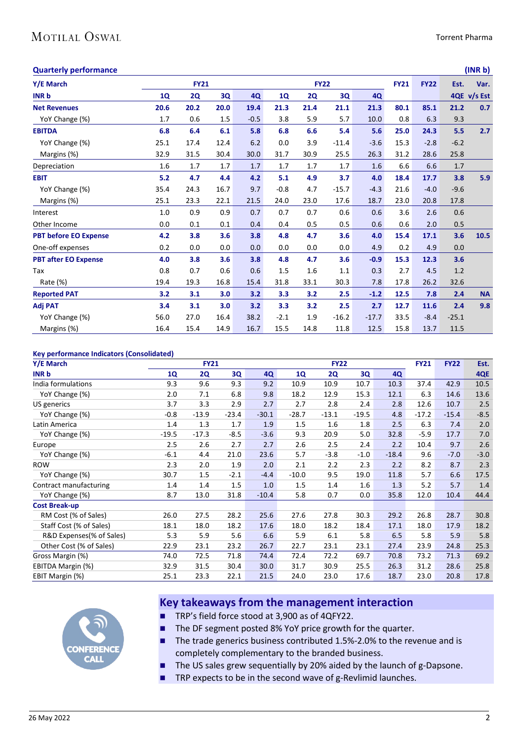## Quarterly performance (INR b)

| Y/E March | FY21 | | | | FY22 | | | | FY21 | FY22 | Est. | Var. |
|---|---|---|---|---|---|---|---|---|---|---|---|---|
| INR b | 1Q | 2Q | 3Q | 4Q | 1Q | 2Q | 3Q | 4Q | | | 4QE | v/s Est |
| **Net Revenues** | **20.6** | **20.2** | **20.0** | **19.4** | **21.3** | **21.4** | **21.1** | **21.3** | **80.1** | **85.1** | **21.2** | **0.7** |
| YoY Change (%) | 1.7 | 0.6 | 1.5 | -0.5 | 3.8 | 5.9 | 5.7 | 10.0 | 0.8 | 6.3 | 9.3 | |
| **EBITDA** | **6.8** | **6.4** | **6.1** | **5.8** | **6.8** | **6.6** | **5.4** | **5.6** | **25.0** | **24.3** | **5.5** | **2.7** |
| YoY Change (%) | 25.1 | 17.4 | 12.4 | 6.2 | 0.0 | 3.9 | -11.4 | -3.6 | 15.3 | -2.8 | -6.2 | |
| Margins (%) | 32.9 | 31.5 | 30.4 | 30.0 | 31.7 | 30.9 | 25.5 | 26.3 | 31.2 | 28.6 | 25.8 | |
| Depreciation | 1.6 | 1.7 | 1.7 | 1.7 | 1.7 | 1.7 | 1.7 | 1.6 | 6.6 | 6.6 | 1.7 | |
| **EBIT** | **5.2** | **4.7** | **4.4** | **4.2** | **5.1** | **4.9** | **3.7** | **4.0** | **18.4** | **17.7** | **3.8** | **5.9** |
| YoY Change (%) | 35.4 | 24.3 | 16.7 | 9.7 | -0.8 | 4.7 | -15.7 | -4.3 | 21.6 | -4.0 | -9.6 | |
| Margins (%) | 25.1 | 23.3 | 22.1 | 21.5 | 24.0 | 23.0 | 17.6 | 18.7 | 23.0 | 20.8 | 17.8 | |
| Interest | 1.0 | 0.9 | 0.9 | 0.7 | 0.7 | 0.7 | 0.6 | 0.6 | 3.6 | 2.6 | 0.6 | |
| Other Income | 0.0 | 0.1 | 0.1 | 0.4 | 0.4 | 0.5 | 0.5 | 0.6 | 0.6 | 2.0 | 0.5 | |
| **PBT before EO Expense** | **4.2** | **3.8** | **3.6** | **3.8** | **4.8** | **4.7** | **3.6** | **4.0** | **15.4** | **17.1** | **3.6** | **10.5** |
| One-off expenses | 0.2 | 0.0 | 0.0 | 0.0 | 0.0 | 0.0 | 0.0 | 4.9 | 0.2 | 4.9 | 0.0 | |
| **PBT after EO Expense** | **4.0** | **3.8** | **3.6** | **3.8** | **4.8** | **4.7** | **3.6** | **-0.9** | **15.3** | **12.3** | **3.6** | |
| Tax | 0.8 | 0.7 | 0.6 | 0.6 | 1.5 | 1.6 | 1.1 | 0.3 | 2.7 | 4.5 | 1.2 | |
| Rate (%) | 19.4 | 19.3 | 16.8 | 15.4 | 31.8 | 33.1 | 30.3 | 7.8 | 17.8 | 26.2 | 32.6 | |
| **Reported PAT** | **3.2** | **3.1** | **3.0** | **3.2** | **3.3** | **3.2** | **2.5** | **-1.2** | **12.5** | **7.8** | **2.4** | **NA** |
| **Adj PAT** | **3.4** | **3.1** | **3.0** | **3.2** | **3.3** | **3.2** | **2.5** | **2.7** | **12.7** | **11.6** | **2.4** | **9.8** |
| YoY Change (%) | 56.0 | 27.0 | 16.4 | 38.2 | -2.1 | 1.9 | -16.2 | -17.7 | 33.5 | -8.4 | -25.1 | |
| Margins (%) | 16.4 | 15.4 | 14.9 | 16.7 | 15.5 | 14.8 | 11.8 | 12.5 | 15.8 | 13.7 | 11.5 | |

## Key performance Indicators (Consolidated)

| Y/E March | FY21 | | | | FY22 | | | | FY21 | FY22 | Est. |
|---|---|---|---|---|---|---|---|---|---|---|---|
| INR b | 1Q | 2Q | 3Q | 4Q | 1Q | 2Q | 3Q | 4Q | | | 4QE |
| India formulations | 9.3 | 9.6 | 9.3 | 9.2 | 10.9 | 10.9 | 10.7 | 10.3 | 37.4 | 42.9 | 10.5 |
| YoY Change (%) | 2.0 | 7.1 | 6.8 | 9.8 | 18.2 | 12.9 | 15.3 | 12.1 | 6.3 | 14.6 | 13.6 |
| US generics | 3.7 | 3.3 | 2.9 | 2.7 | 2.7 | 2.8 | 2.4 | 2.8 | 12.6 | 10.7 | 2.5 |
| YoY Change (%) | -0.8 | -13.9 | -23.4 | -30.1 | -28.7 | -13.1 | -19.5 | 4.8 | -17.2 | -15.4 | -8.5 |
| Latin America | 1.4 | 1.3 | 1.7 | 1.9 | 1.5 | 1.6 | 1.8 | 2.5 | 6.3 | 7.4 | 2.0 |
| YoY Change (%) | -19.5 | -17.3 | -8.5 | -3.6 | 9.3 | 20.9 | 5.0 | 32.8 | -5.9 | 17.7 | 7.0 |
| Europe | 2.5 | 2.6 | 2.7 | 2.7 | 2.6 | 2.5 | 2.4 | 2.2 | 10.4 | 9.7 | 2.6 |
| YoY Change (%) | -6.1 | 4.4 | 21.0 | 23.6 | 5.7 | -3.8 | -1.0 | -18.4 | 9.6 | -7.0 | -3.0 |
| ROW | 2.3 | 2.0 | 1.9 | 2.0 | 2.1 | 2.2 | 2.3 | 2.2 | 8.2 | 8.7 | 2.3 |
| YoY Change (%) | 30.7 | 1.5 | -2.1 | -4.4 | -10.0 | 9.5 | 19.0 | 11.8 | 5.7 | 6.6 | 17.5 |
| Contract manufacturing | 1.4 | 1.4 | 1.5 | 1.0 | 1.5 | 1.4 | 1.6 | 1.3 | 5.2 | 5.7 | 1.4 |
| YoY Change (%) | 8.7 | 13.0 | 31.8 | -10.4 | 5.8 | 0.7 | 0.0 | 35.8 | 12.0 | 10.4 | 44.4 |
| **Cost Break-up** | | | | | | | | | | | |
| RM Cost (% of Sales) | 26.0 | 27.5 | 28.2 | 25.6 | 27.6 | 27.8 | 30.3 | 29.2 | 26.8 | 28.7 | 30.8 |
| Staff Cost (% of Sales) | 18.1 | 18.0 | 18.2 | 17.6 | 18.0 | 18.2 | 18.4 | 17.1 | 18.0 | 17.9 | 18.2 |
| R&D Expenses(% of Sales) | 5.3 | 5.9 | 5.6 | 6.6 | 5.9 | 6.1 | 5.8 | 6.5 | 5.8 | 5.9 | 5.8 |
| Other Cost (% of Sales) | 22.9 | 23.1 | 23.2 | 26.7 | 22.7 | 23.1 | 23.1 | 27.4 | 23.9 | 24.8 | 25.3 |
| Gross Margin (%) | 74.0 | 72.5 | 71.8 | 74.4 | 72.4 | 72.2 | 69.7 | 70.8 | 73.2 | 71.3 | 69.2 |
| EBITDA Margin (%) | 32.9 | 31.5 | 30.4 | 30.0 | 31.7 | 30.9 | 25.5 | 26.3 | 31.2 | 28.6 | 25.8 |
| EBIT Margin (%) | 25.1 | 23.3 | 22.1 | 21.5 | 24.0 | 23.0 | 17.6 | 18.7 | 23.0 | 20.8 | 17.8 |

## Key takeaways from the management interaction

- TRP's field force stood at 3,900 as of 4QFY22.
- The DF segment posted 8% YoY price growth for the quarter.
- The trade generics business contributed 1.5%-2.0% to the revenue and is completely complementary to the branded business.
- The US sales grew sequentially by 20% aided by the launch of g-Dapsone.
- TRP expects to be in the second wave of g-Revlimid launches.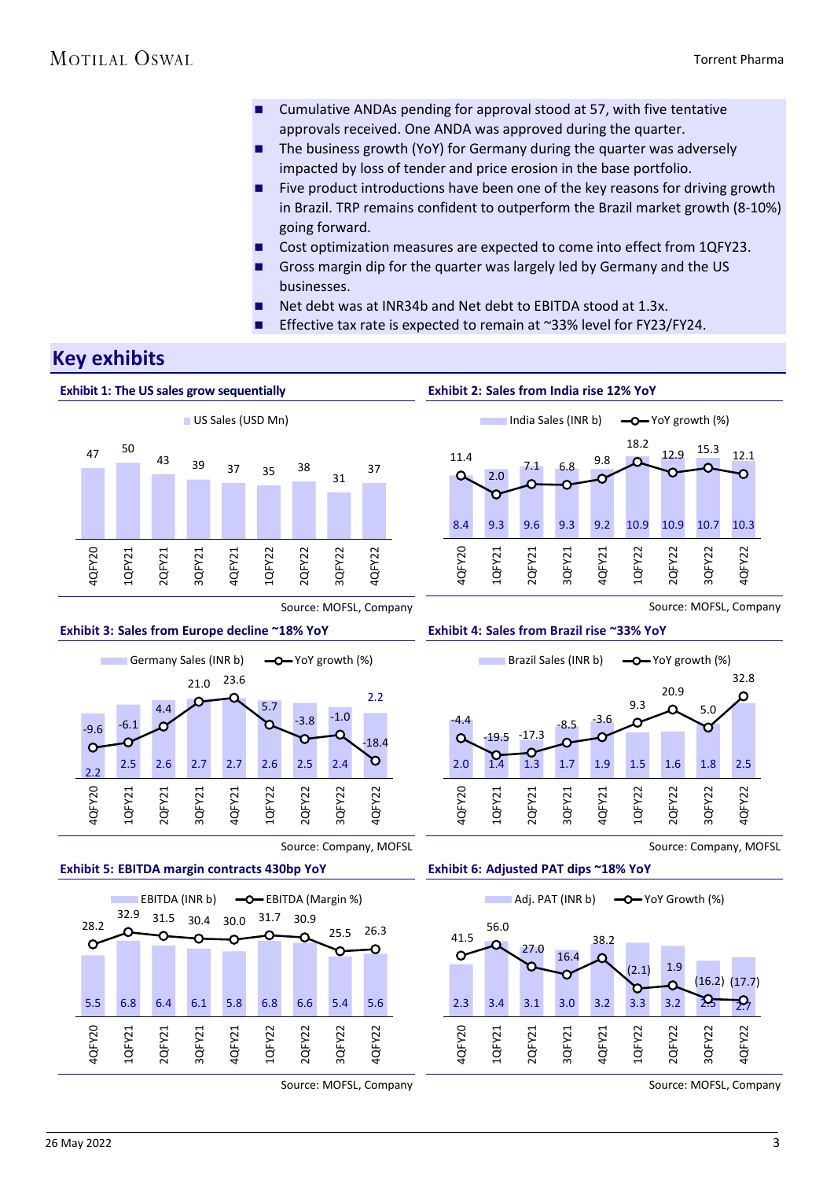- Cumulative ANDAs pending for approval stood at 57, with five tentative approvals received. One ANDA was approved during the quarter.
- The business growth (YoY) for Germany during the quarter was adversely impacted by loss of tender and price erosion in the base portfolio.
- Five product introductions have been one of the key reasons for driving growth in Brazil. TRP remains confident to outperform the Brazil market growth (8-10%) going forward.
- Cost optimization measures are expected to come into effect from 1QFY23.
- Gross margin dip for the quarter was largely led by Germany and the US businesses.
- Net debt was at INR34b and Net debt to EBITDA stood at 1.3x.
- Effective tax rate is expected to remain at ~33% level for FY23/FY24.

## Key exhibits

**Exhibit 1: The US sales grow sequentially**

| | 4QFY20 | 1QFY21 | 2QFY21 | 3QFY21 | 4QFY21 | 1QFY22 | 2QFY22 | 3QFY22 | 4QFY22 |
|---|---|---|---|---|---|---|---|---|---|
| US Sales (USD Mn) | 47 | 50 | 43 | 39 | 37 | 35 | 38 | 31 | 37 |

Source: MOFSL, Company

**Exhibit 2: Sales from India rise 12% YoY**

| | 4QFY20 | 1QFY21 | 2QFY21 | 3QFY21 | 4QFY21 | 1QFY22 | 2QFY22 | 3QFY22 | 4QFY22 |
|---|---|---|---|---|---|---|---|---|---|
| India Sales (INR b) | 8.4 | 9.3 | 9.6 | 9.3 | 9.2 | 10.9 | 10.9 | 10.7 | 10.3 |
| YoY growth (%) | 11.4 | 2.0 | 7.1 | 6.8 | 9.8 | 18.2 | 12.9 | 15.3 | 12.1 |

Source: MOFSL, Company

**Exhibit 3: Sales from Europe decline ~18% YoY**

| | 4QFY20 | 1QFY21 | 2QFY21 | 3QFY21 | 4QFY21 | 1QFY22 | 2QFY22 | 3QFY22 | 4QFY22 |
|---|---|---|---|---|---|---|---|---|---|
| Germany Sales (INR b) | 2.2 | 2.5 | 2.6 | 2.7 | 2.7 | 2.6 | 2.5 | 2.4 | 2.2 |
| YoY growth (%) | -9.6 | -6.1 | 4.4 | 21.0 | 23.6 | 5.7 | -3.8 | -1.0 | -18.4 |

Source: Company, MOFSL

**Exhibit 4: Sales from Brazil rise ~33% YoY**

| | 4QFY20 | 1QFY21 | 2QFY21 | 3QFY21 | 4QFY21 | 1QFY22 | 2QFY22 | 3QFY22 | 4QFY22 |
|---|---|---|---|---|---|---|---|---|---|
| Brazil Sales (INR b) | 2.0 | 1.4 | 1.3 | 1.7 | 1.9 | 1.5 | 1.6 | 1.8 | 2.5 |
| YoY growth (%) | -4.4 | -19.5 | -17.3 | -8.5 | -3.6 | 9.3 | 20.9 | 5.0 | 32.8 |

Source: Company, MOFSL

**Exhibit 5: EBITDA margin contracts 430bp YoY**

| | 4QFY20 | 1QFY21 | 2QFY21 | 3QFY21 | 4QFY21 | 1QFY22 | 2QFY22 | 3QFY22 | 4QFY22 |
|---|---|---|---|---|---|---|---|---|---|
| EBITDA (INR b) | 5.5 | 6.8 | 6.4 | 6.1 | 5.8 | 6.8 | 6.6 | 5.4 | 5.6 |
| EBITDA (Margin %) | 28.2 | 32.9 | 31.5 | 30.4 | 30.0 | 31.7 | 30.9 | 25.5 | 26.3 |

Source: MOFSL, Company

**Exhibit 6: Adjusted PAT dips ~18% YoY**

| | 4QFY20 | 1QFY21 | 2QFY21 | 3QFY21 | 4QFY21 | 1QFY22 | 2QFY22 | 3QFY22 | 4QFY22 |
|---|---|---|---|---|---|---|---|---|---|
| Adj. PAT (INR b) | 2.3 | 3.4 | 3.1 | 3.0 | 3.2 | 3.3 | 3.2 | 2.5 | 2.7 |
| YoY Growth (%) | 41.5 | 56.0 | 27.0 | 16.4 | 38.2 | (2.1) | 1.9 | (16.2) | (17.7) |

Source: MOFSL, Company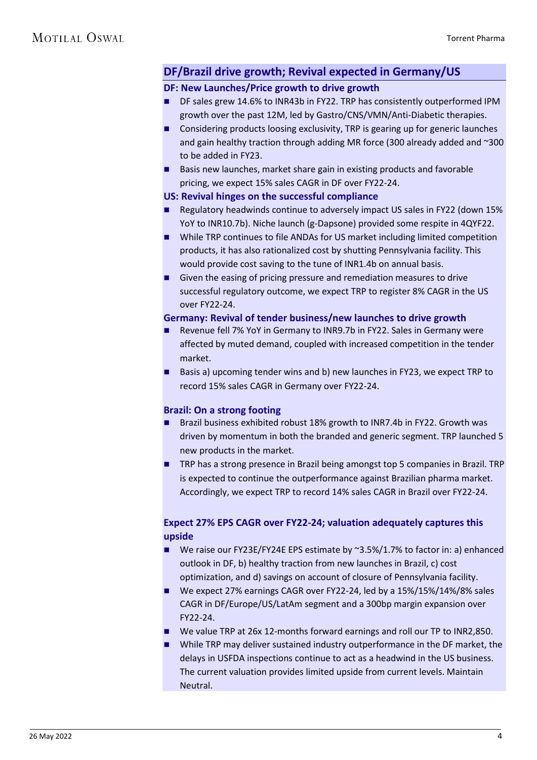## DF/Brazil drive growth; Revival expected in Germany/US

### DF: New Launches/Price growth to drive growth

- DF sales grew 14.6% to INR43b in FY22. TRP has consistently outperformed IPM growth over the past 12M, led by Gastro/CNS/VMN/Anti-Diabetic therapies.
- Considering products loosing exclusivity, TRP is gearing up for generic launches and gain healthy traction through adding MR force (300 already added and ~300 to be added in FY23.
- Basis new launches, market share gain in existing products and favorable pricing, we expect 15% sales CAGR in DF over FY22-24.

### US: Revival hinges on the successful compliance

- Regulatory headwinds continue to adversely impact US sales in FY22 (down 15% YoY to INR10.7b). Niche launch (g-Dapsone) provided some respite in 4QYF22.
- While TRP continues to file ANDAs for US market including limited competition products, it has also rationalized cost by shutting Pennsylvania facility. This would provide cost saving to the tune of INR1.4b on annual basis.
- Given the easing of pricing pressure and remediation measures to drive successful regulatory outcome, we expect TRP to register 8% CAGR in the US over FY22-24.

### Germany: Revival of tender business/new launches to drive growth

- Revenue fell 7% YoY in Germany to INR9.7b in FY22. Sales in Germany were affected by muted demand, coupled with increased competition in the tender market.
- Basis a) upcoming tender wins and b) new launches in FY23, we expect TRP to record 15% sales CAGR in Germany over FY22-24.

### Brazil: On a strong footing

- Brazil business exhibited robust 18% growth to INR7.4b in FY22. Growth was driven by momentum in both the branded and generic segment. TRP launched 5 new products in the market.
- TRP has a strong presence in Brazil being amongst top 5 companies in Brazil. TRP is expected to continue the outperformance against Brazilian pharma market. Accordingly, we expect TRP to record 14% sales CAGR in Brazil over FY22-24.

### Expect 27% EPS CAGR over FY22-24; valuation adequately captures this upside

- We raise our FY23E/FY24E EPS estimate by ~3.5%/1.7% to factor in: a) enhanced outlook in DF, b) healthy traction from new launches in Brazil, c) cost optimization, and d) savings on account of closure of Pennsylvania facility.
- We expect 27% earnings CAGR over FY22-24, led by a 15%/15%/14%/8% sales CAGR in DF/Europe/US/LatAm segment and a 300bp margin expansion over FY22-24.
- We value TRP at 26x 12-months forward earnings and roll our TP to INR2,850.
- While TRP may deliver sustained industry outperformance in the DF market, the delays in USFDA inspections continue to act as a headwind in the US business. The current valuation provides limited upside from current levels. Maintain Neutral.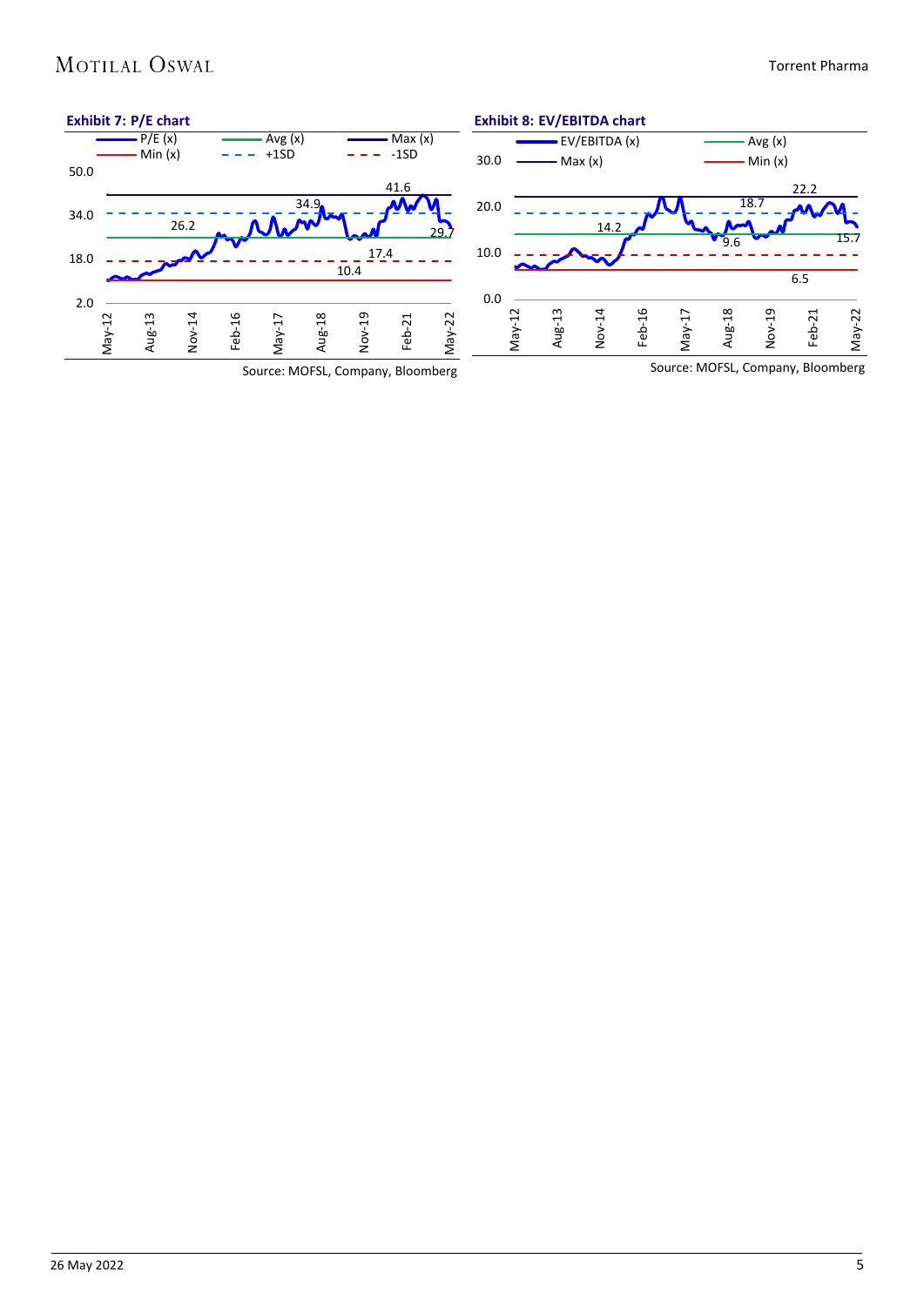**Exhibit 7: P/E chart**

P/E (x) | Avg (x) | Max (x) | Min (x) | +1SD | -1SD

50.0, 34.0, 18.0, 2.0

41.6, 34.9, 26.2, 29.7, 17.4, 10.4

May-12, Aug-13, Nov-14, Feb-16, May-17, Aug-18, Nov-19, Feb-21, May-22

Source: MOFSL, Company, Bloomberg

**Exhibit 8: EV/EBITDA chart**

EV/EBITDA (x) | Avg (x) | Max (x) | Min (x)

30.0, 20.0, 10.0, 0.0

22.2, 18.7, 14.2, 15.7, 9.6, 6.5

May-12, Aug-13, Nov-14, Feb-16, May-17, Aug-18, Nov-19, Feb-21, May-22

Source: MOFSL, Company, Bloomberg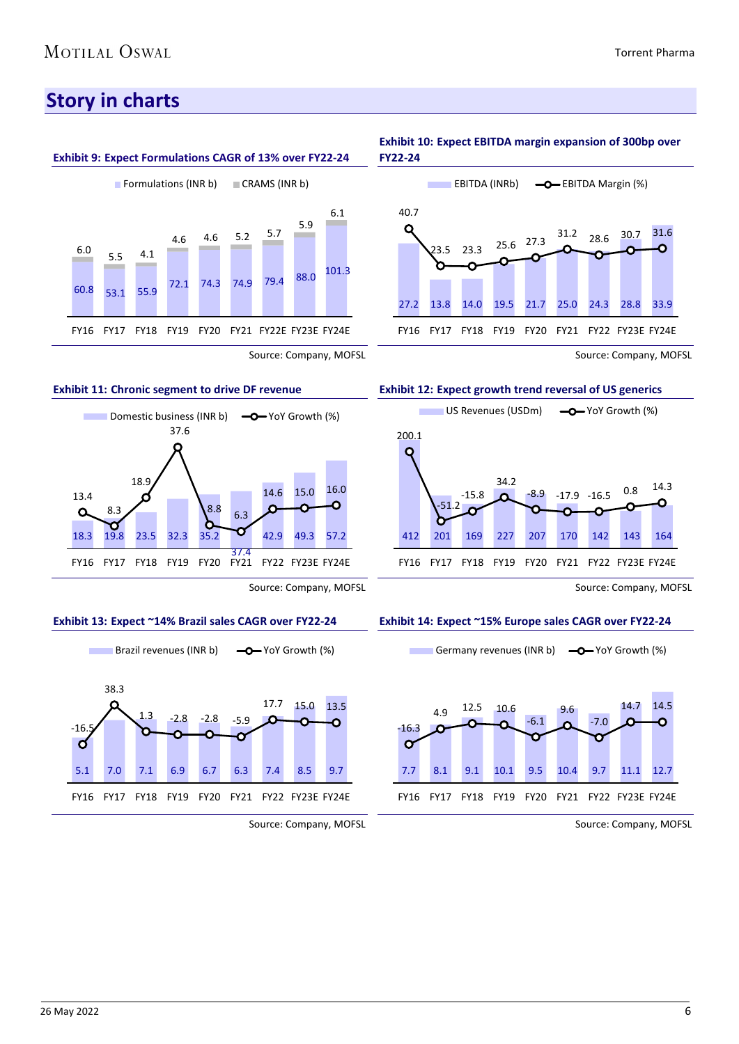## Story in charts

**Exhibit 9: Expect Formulations CAGR of 13% over FY22-24**

| | FY16 | FY17 | FY18 | FY19 | FY20 | FY21 | FY22E | FY23E | FY24E |
|---|---|---|---|---|---|---|---|---|---|
| Formulations (INR b) | 60.8 | 53.1 | 55.9 | 72.1 | 74.3 | 74.9 | 79.4 | 88.0 | 101.3 |
| CRAMS (INR b) | 6.0 | 5.5 | 4.1 | 4.6 | 4.6 | 5.2 | 5.7 | 5.9 | 6.1 |

Source: Company, MOFSL

**Exhibit 10: Expect EBITDA margin expansion of 300bp over FY22-24**

| | FY16 | FY17 | FY18 | FY19 | FY20 | FY21 | FY22 | FY23E | FY24E |
|---|---|---|---|---|---|---|---|---|---|
| EBITDA (INRb) | 27.2 | 13.8 | 14.0 | 19.5 | 21.7 | 25.0 | 24.3 | 28.8 | 33.9 |
| EBITDA Margin (%) | 40.7 | 23.5 | 23.3 | 25.6 | 27.3 | 31.2 | 28.6 | 30.7 | 31.6 |

Source: Company, MOFSL

**Exhibit 11: Chronic segment to drive DF revenue**

| | FY16 | FY17 | FY18 | FY19 | FY20 | FY21 | FY22 | FY23E | FY24E |
|---|---|---|---|---|---|---|---|---|---|
| Domestic business (INR b) | 18.3 | 19.8 | 23.5 | 32.3 | 35.2 | 37.4 | 42.9 | 49.3 | 57.2 |
| YoY Growth (%) | 13.4 | 8.3 | 18.9 | 37.6 | 8.8 | 6.3 | 14.6 | 15.0 | 16.0 |

Source: Company, MOFSL

**Exhibit 12: Expect growth trend reversal of US generics**

| | FY16 | FY17 | FY18 | FY19 | FY20 | FY21 | FY22 | FY23E | FY24E |
|---|---|---|---|---|---|---|---|---|---|
| US Revenues (USDm) | 412 | 201 | 169 | 227 | 207 | 170 | 142 | 143 | 164 |
| YoY Growth (%) | 200.1 | -51.2 | -15.8 | 34.2 | -8.9 | -17.9 | -16.5 | 0.8 | 14.3 |

Source: Company, MOFSL

**Exhibit 13: Expect ~14% Brazil sales CAGR over FY22-24**

| | FY16 | FY17 | FY18 | FY19 | FY20 | FY21 | FY22 | FY23E | FY24E |
|---|---|---|---|---|---|---|---|---|---|
| Brazil revenues (INR b) | 5.1 | 7.0 | 7.1 | 6.9 | 6.7 | 6.3 | 7.4 | 8.5 | 9.7 |
| YoY Growth (%) | -16.5 | 38.3 | 1.3 | -2.8 | -2.8 | -5.9 | 17.7 | 15.0 | 13.5 |

Source: Company, MOFSL

**Exhibit 14: Expect ~15% Europe sales CAGR over FY22-24**

| | FY16 | FY17 | FY18 | FY19 | FY20 | FY21 | FY22 | FY23E | FY24E |
|---|---|---|---|---|---|---|---|---|---|
| Germany revenues (INR b) | 7.7 | 8.1 | 9.1 | 10.1 | 9.5 | 10.4 | 9.7 | 11.1 | 12.7 |
| YoY Growth (%) | -16.3 | 4.9 | 12.5 | 10.6 | -6.1 | 9.6 | -7.0 | 14.7 | 14.5 |

Source: Company, MOFSL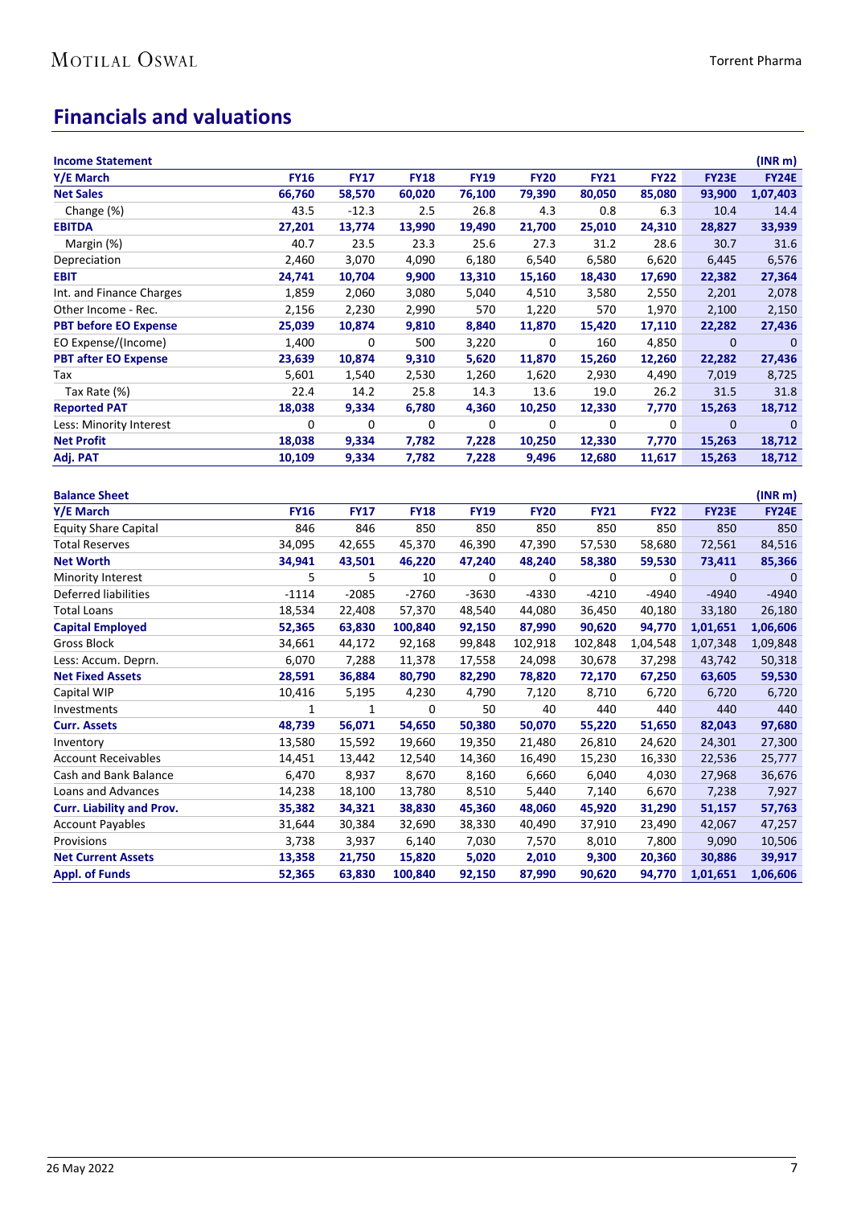# Financials and valuations

| Income Statement | | | | | | | | | (INR m) |
|---|---|---|---|---|---|---|---|---|---|
| **Y/E March** | **FY16** | **FY17** | **FY18** | **FY19** | **FY20** | **FY21** | **FY22** | **FY23E** | **FY24E** |
| **Net Sales** | **66,760** | **58,570** | **60,020** | **76,100** | **79,390** | **80,050** | **85,080** | **93,900** | **1,07,403** |
| Change (%) | 43.5 | -12.3 | 2.5 | 26.8 | 4.3 | 0.8 | 6.3 | 10.4 | 14.4 |
| **EBITDA** | **27,201** | **13,774** | **13,990** | **19,490** | **21,700** | **25,010** | **24,310** | **28,827** | **33,939** |
| Margin (%) | 40.7 | 23.5 | 23.3 | 25.6 | 27.3 | 31.2 | 28.6 | 30.7 | 31.6 |
| Depreciation | 2,460 | 3,070 | 4,090 | 6,180 | 6,540 | 6,580 | 6,620 | 6,445 | 6,576 |
| **EBIT** | **24,741** | **10,704** | **9,900** | **13,310** | **15,160** | **18,430** | **17,690** | **22,382** | **27,364** |
| Int. and Finance Charges | 1,859 | 2,060 | 3,080 | 5,040 | 4,510 | 3,580 | 2,550 | 2,201 | 2,078 |
| Other Income - Rec. | 2,156 | 2,230 | 2,990 | 570 | 1,220 | 570 | 1,970 | 2,100 | 2,150 |
| **PBT before EO Expense** | **25,039** | **10,874** | **9,810** | **8,840** | **11,870** | **15,420** | **17,110** | **22,282** | **27,436** |
| EO Expense/(Income) | 1,400 | 0 | 500 | 3,220 | 0 | 160 | 4,850 | 0 | 0 |
| **PBT after EO Expense** | **23,639** | **10,874** | **9,310** | **5,620** | **11,870** | **15,260** | **12,260** | **22,282** | **27,436** |
| Tax | 5,601 | 1,540 | 2,530 | 1,260 | 1,620 | 2,930 | 4,490 | 7,019 | 8,725 |
| Tax Rate (%) | 22.4 | 14.2 | 25.8 | 14.3 | 13.6 | 19.0 | 26.2 | 31.5 | 31.8 |
| **Reported PAT** | **18,038** | **9,334** | **6,780** | **4,360** | **10,250** | **12,330** | **7,770** | **15,263** | **18,712** |
| Less: Minority Interest | 0 | 0 | 0 | 0 | 0 | 0 | 0 | 0 | 0 |
| **Net Profit** | **18,038** | **9,334** | **7,782** | **7,228** | **10,250** | **12,330** | **7,770** | **15,263** | **18,712** |
| **Adj. PAT** | **10,109** | **9,334** | **7,782** | **7,228** | **9,496** | **12,680** | **11,617** | **15,263** | **18,712** |

| Balance Sheet | | | | | | | | | (INR m) |
|---|---|---|---|---|---|---|---|---|---|
| **Y/E March** | **FY16** | **FY17** | **FY18** | **FY19** | **FY20** | **FY21** | **FY22** | **FY23E** | **FY24E** |
| Equity Share Capital | 846 | 846 | 850 | 850 | 850 | 850 | 850 | 850 | 850 |
| Total Reserves | 34,095 | 42,655 | 45,370 | 46,390 | 47,390 | 57,530 | 58,680 | 72,561 | 84,516 |
| **Net Worth** | **34,941** | **43,501** | **46,220** | **47,240** | **48,240** | **58,380** | **59,530** | **73,411** | **85,366** |
| Minority Interest | 5 | 5 | 10 | 0 | 0 | 0 | 0 | 0 | 0 |
| Deferred liabilities | -1114 | -2085 | -2760 | -3630 | -4330 | -4210 | -4940 | -4940 | -4940 |
| Total Loans | 18,534 | 22,408 | 57,370 | 48,540 | 44,080 | 36,450 | 40,180 | 33,180 | 26,180 |
| **Capital Employed** | **52,365** | **63,830** | **100,840** | **92,150** | **87,990** | **90,620** | **94,770** | **1,01,651** | **1,06,606** |
| Gross Block | 34,661 | 44,172 | 92,168 | 99,848 | 102,918 | 102,848 | 1,04,548 | 1,07,348 | 1,09,848 |
| Less: Accum. Deprn. | 6,070 | 7,288 | 11,378 | 17,558 | 24,098 | 30,678 | 37,298 | 43,742 | 50,318 |
| **Net Fixed Assets** | **28,591** | **36,884** | **80,790** | **82,290** | **78,820** | **72,170** | **67,250** | **63,605** | **59,530** |
| Capital WIP | 10,416 | 5,195 | 4,230 | 4,790 | 7,120 | 8,710 | 6,720 | 6,720 | 6,720 |
| Investments | 1 | 1 | 0 | 50 | 40 | 440 | 440 | 440 | 440 |
| **Curr. Assets** | **48,739** | **56,071** | **54,650** | **50,380** | **50,070** | **55,220** | **51,650** | **82,043** | **97,680** |
| Inventory | 13,580 | 15,592 | 19,660 | 19,350 | 21,480 | 26,810 | 24,620 | 24,301 | 27,300 |
| Account Receivables | 14,451 | 13,442 | 12,540 | 14,360 | 16,490 | 15,230 | 16,330 | 22,536 | 25,777 |
| Cash and Bank Balance | 6,470 | 8,937 | 8,670 | 8,160 | 6,660 | 6,040 | 4,030 | 27,968 | 36,676 |
| Loans and Advances | 14,238 | 18,100 | 13,780 | 8,510 | 5,440 | 7,140 | 6,670 | 7,238 | 7,927 |
| **Curr. Liability and Prov.** | **35,382** | **34,321** | **38,830** | **45,360** | **48,060** | **45,920** | **31,290** | **51,157** | **57,763** |
| Account Payables | 31,644 | 30,384 | 32,690 | 38,330 | 40,490 | 37,910 | 23,490 | 42,067 | 47,257 |
| Provisions | 3,738 | 3,937 | 6,140 | 7,030 | 7,570 | 8,010 | 7,800 | 9,090 | 10,506 |
| **Net Current Assets** | **13,358** | **21,750** | **15,820** | **5,020** | **2,010** | **9,300** | **20,360** | **30,886** | **39,917** |
| **Appl. of Funds** | **52,365** | **63,830** | **100,840** | **92,150** | **87,990** | **90,620** | **94,770** | **1,01,651** | **1,06,606** |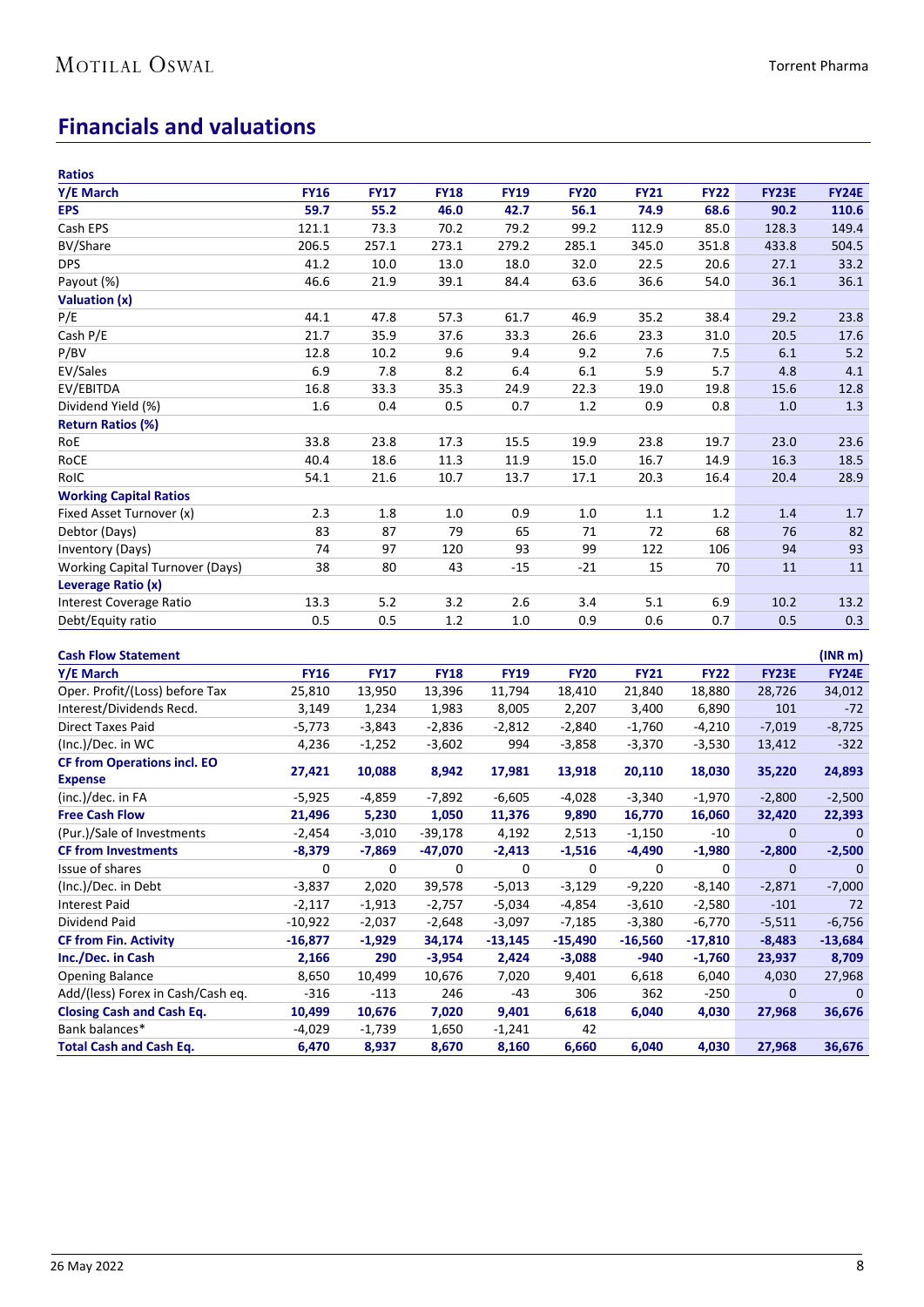## Financials and valuations

**Ratios**

| Y/E March | FY16 | FY17 | FY18 | FY19 | FY20 | FY21 | FY22 | FY23E | FY24E |
|---|---|---|---|---|---|---|---|---|---|
| **EPS** | **59.7** | **55.2** | **46.0** | **42.7** | **56.1** | **74.9** | **68.6** | **90.2** | **110.6** |
| Cash EPS | 121.1 | 73.3 | 70.2 | 79.2 | 99.2 | 112.9 | 85.0 | 128.3 | 149.4 |
| BV/Share | 206.5 | 257.1 | 273.1 | 279.2 | 285.1 | 345.0 | 351.8 | 433.8 | 504.5 |
| DPS | 41.2 | 10.0 | 13.0 | 18.0 | 32.0 | 22.5 | 20.6 | 27.1 | 33.2 |
| Payout (%) | 46.6 | 21.9 | 39.1 | 84.4 | 63.6 | 36.6 | 54.0 | 36.1 | 36.1 |
| **Valuation (x)** | | | | | | | | | |
| P/E | 44.1 | 47.8 | 57.3 | 61.7 | 46.9 | 35.2 | 38.4 | 29.2 | 23.8 |
| Cash P/E | 21.7 | 35.9 | 37.6 | 33.3 | 26.6 | 23.3 | 31.0 | 20.5 | 17.6 |
| P/BV | 12.8 | 10.2 | 9.6 | 9.4 | 9.2 | 7.6 | 7.5 | 6.1 | 5.2 |
| EV/Sales | 6.9 | 7.8 | 8.2 | 6.4 | 6.1 | 5.9 | 5.7 | 4.8 | 4.1 |
| EV/EBITDA | 16.8 | 33.3 | 35.3 | 24.9 | 22.3 | 19.0 | 19.8 | 15.6 | 12.8 |
| Dividend Yield (%) | 1.6 | 0.4 | 0.5 | 0.7 | 1.2 | 0.9 | 0.8 | 1.0 | 1.3 |
| **Return Ratios (%)** | | | | | | | | | |
| RoE | 33.8 | 23.8 | 17.3 | 15.5 | 19.9 | 23.8 | 19.7 | 23.0 | 23.6 |
| RoCE | 40.4 | 18.6 | 11.3 | 11.9 | 15.0 | 16.7 | 14.9 | 16.3 | 18.5 |
| RoIC | 54.1 | 21.6 | 10.7 | 13.7 | 17.1 | 20.3 | 16.4 | 20.4 | 28.9 |
| **Working Capital Ratios** | | | | | | | | | |
| Fixed Asset Turnover (x) | 2.3 | 1.8 | 1.0 | 0.9 | 1.0 | 1.1 | 1.2 | 1.4 | 1.7 |
| Debtor (Days) | 83 | 87 | 79 | 65 | 71 | 72 | 68 | 76 | 82 |
| Inventory (Days) | 74 | 97 | 120 | 93 | 99 | 122 | 106 | 94 | 93 |
| Working Capital Turnover (Days) | 38 | 80 | 43 | -15 | -21 | 15 | 70 | 11 | 11 |
| **Leverage Ratio (x)** | | | | | | | | | |
| Interest Coverage Ratio | 13.3 | 5.2 | 3.2 | 2.6 | 3.4 | 5.1 | 6.9 | 10.2 | 13.2 |
| Debt/Equity ratio | 0.5 | 0.5 | 1.2 | 1.0 | 0.9 | 0.6 | 0.7 | 0.5 | 0.3 |

**Cash Flow Statement** (INR m)

| Y/E March | FY16 | FY17 | FY18 | FY19 | FY20 | FY21 | FY22 | FY23E | FY24E |
|---|---|---|---|---|---|---|---|---|---|
| Oper. Profit/(Loss) before Tax | 25,810 | 13,950 | 13,396 | 11,794 | 18,410 | 21,840 | 18,880 | 28,726 | 34,012 |
| Interest/Dividends Recd. | 3,149 | 1,234 | 1,983 | 8,005 | 2,207 | 3,400 | 6,890 | 101 | -72 |
| Direct Taxes Paid | -5,773 | -3,843 | -2,836 | -2,812 | -2,840 | -1,760 | -4,210 | -7,019 | -8,725 |
| (Inc.)/Dec. in WC | 4,236 | -1,252 | -3,602 | 994 | -3,858 | -3,370 | -3,530 | 13,412 | -322 |
| **CF from Operations incl. EO Expense** | **27,421** | **10,088** | **8,942** | **17,981** | **13,918** | **20,110** | **18,030** | **35,220** | **24,893** |
| (inc.)/dec. in FA | -5,925 | -4,859 | -7,892 | -6,605 | -4,028 | -3,340 | -1,970 | -2,800 | -2,500 |
| **Free Cash Flow** | **21,496** | **5,230** | **1,050** | **11,376** | **9,890** | **16,770** | **16,060** | **32,420** | **22,393** |
| (Pur.)/Sale of Investments | -2,454 | -3,010 | -39,178 | 4,192 | 2,513 | -1,150 | -10 | 0 | 0 |
| **CF from Investments** | **-8,379** | **-7,869** | **-47,070** | **-2,413** | **-1,516** | **-4,490** | **-1,980** | **-2,800** | **-2,500** |
| Issue of shares | 0 | 0 | 0 | 0 | 0 | 0 | 0 | 0 | 0 |
| (Inc.)/Dec. in Debt | -3,837 | 2,020 | 39,578 | -5,013 | -3,129 | -9,220 | -8,140 | -2,871 | -7,000 |
| Interest Paid | -2,117 | -1,913 | -2,757 | -5,034 | -4,854 | -3,610 | -2,580 | -101 | 72 |
| Dividend Paid | -10,922 | -2,037 | -2,648 | -3,097 | -7,185 | -3,380 | -6,770 | -5,511 | -6,756 |
| **CF from Fin. Activity** | **-16,877** | **-1,929** | **34,174** | **-13,145** | **-15,490** | **-16,560** | **-17,810** | **-8,483** | **-13,684** |
| **Inc./Dec. in Cash** | **2,166** | **290** | **-3,954** | **2,424** | **-3,088** | **-940** | **-1,760** | **23,937** | **8,709** |
| Opening Balance | 8,650 | 10,499 | 10,676 | 7,020 | 9,401 | 6,618 | 6,040 | 4,030 | 27,968 |
| Add/(less) Forex in Cash/Cash eq. | -316 | -113 | 246 | -43 | 306 | 362 | -250 | 0 | 0 |
| **Closing Cash and Cash Eq.** | **10,499** | **10,676** | **7,020** | **9,401** | **6,618** | **6,040** | **4,030** | **27,968** | **36,676** |
| Bank balances* | -4,029 | -1,739 | 1,650 | -1,241 | 42 | | | | |
| **Total Cash and Cash Eq.** | **6,470** | **8,937** | **8,670** | **8,160** | **6,660** | **6,040** | **4,030** | **27,968** | **36,676** |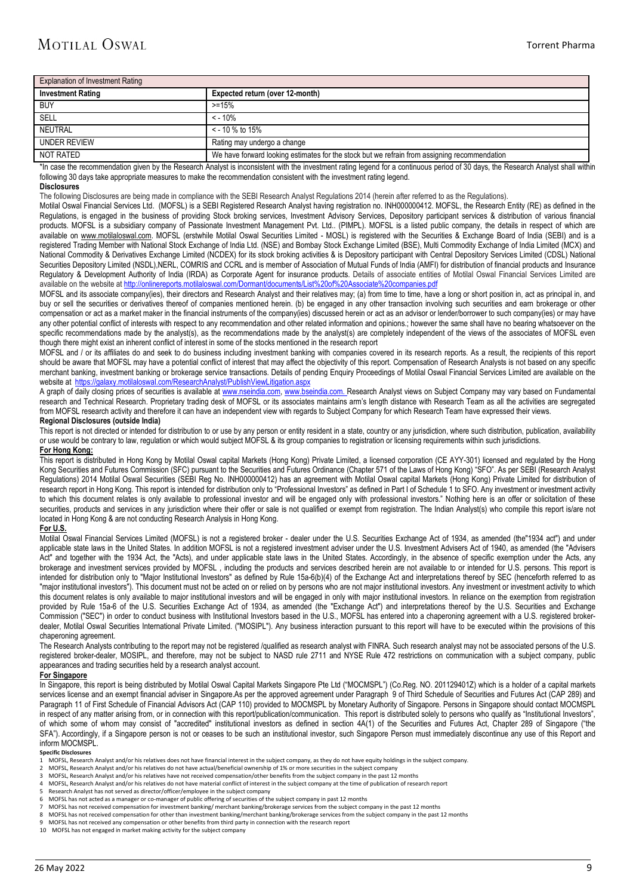| Explanation of Investment Rating | |
|---|---|
| **Investment Rating** | **Expected return (over 12-month)** |
| BUY | >=15% |
| SELL | < - 10% |
| NEUTRAL | < - 10 % to 15% |
| UNDER REVIEW | Rating may undergo a change |
| NOT RATED | We have forward looking estimates for the stock but we refrain from assigning recommendation |

*In case the recommendation given by the Research Analyst is inconsistent with the investment rating legend for a continuous period of 30 days, the Research Analyst shall within following 30 days take appropriate measures to make the recommendation consistent with the investment rating legend.

**Disclosures**

The following Disclosures are being made in compliance with the SEBI Research Analyst Regulations 2014 (herein after referred to as the Regulations).

Motilal Oswal Financial Services Ltd. (MOFSL) is a SEBI Registered Research Analyst having registration no. INH000000412. MOFSL, the Research Entity (RE) as defined in the Regulations, is engaged in the business of providing Stock broking services, Investment Advisory Services, Depository participant services & distribution of various financial products. MOFSL is a subsidiary company of Passionate Investment Management Pvt. Ltd.. (PIMPL). MOFSL is a listed public company, the details in respect of which are available on www.motilaloswal.com. MOFSL (erstwhile Motilal Oswal Securities Limited - MOSL) is registered with the Securities & Exchange Board of India (SEBI) and is a registered Trading Member with National Stock Exchange of India Ltd. (NSE) and Bombay Stock Exchange Limited (BSE), Multi Commodity Exchange of India Limited (MCX) and National Commodity & Derivatives Exchange Limited (NCDEX) for its stock broking activities & is Depository participant with Central Depository Services Limited (CDSL) National Securities Depository Limited (NSDL),NERL, COMRIS and CCRL and is member of Association of Mutual Funds of India (AMFI) for distribution of financial products and Insurance Regulatory & Development Authority of India (IRDA) as Corporate Agent for insurance products. Details of associate entities of Motilal Oswal Financial Services Limited are available on the website at http://onlinereports.motilaloswal.com/Dormant/documents/List%20of%20Associate%20companies.pdf

MOFSL and its associate company(ies), their directors and Research Analyst and their relatives may; (a) from time to time, have a long or short position in, act as principal in, and buy or sell the securities or derivatives thereof of companies mentioned herein. (b) be engaged in any other transaction involving such securities and earn brokerage or other compensation or act as a market maker in the financial instruments of the company(ies) discussed herein or act as an advisor or lender/borrower to such company(ies) or may have any other potential conflict of interests with respect to any recommendation and other related information and opinions.; however the same shall have no bearing whatsoever on the specific recommendations made by the analyst(s), as the recommendations made by the analyst(s) are completely independent of the views of the associates of MOFSL even though there might exist an inherent conflict of interest in some of the stocks mentioned in the research report

MOFSL and / or its affiliates do and seek to do business including investment banking with companies covered in its research reports. As a result, the recipients of this report should be aware that MOFSL may have a potential conflict of interest that may affect the objectivity of this report. Compensation of Research Analysts is not based on any specific merchant banking, investment banking or brokerage service transactions. Details of pending Enquiry Proceedings of Motilal Oswal Financial Services Limited are available on the website at https://galaxy.motilaloswal.com/ResearchAnalyst/PublishViewLitigation.aspx

A graph of daily closing prices of securities is available at www.nseindia.com, www.bseindia.com. Research Analyst views on Subject Company may vary based on Fundamental research and Technical Research. Proprietary trading desk of MOFSL or its associates maintains arm's length distance with Research Team as all the activities are segregated from MOFSL research activity and therefore it can have an independent view with regards to Subject Company for which Research Team have expressed their views.

**Regional Disclosures (outside India)**

This report is not directed or intended for distribution to or use by any person or entity resident in a state, country or any jurisdiction, where such distribution, publication, availability or use would be contrary to law, regulation or which would subject MOFSL & its group companies to registration or licensing requirements within such jurisdictions.

**For Hong Kong:**

This report is distributed in Hong Kong by Motilal Oswal capital Markets (Hong Kong) Private Limited, a licensed corporation (CE AYY-301) licensed and regulated by the Hong Kong Securities and Futures Commission (SFC) pursuant to the Securities and Futures Ordinance (Chapter 571 of the Laws of Hong Kong) "SFO". As per SEBI (Research Analyst Regulations) 2014 Motilal Oswal Securities (SEBI Reg No. INH000000412) has an agreement with Motilal Oswal capital Markets (Hong Kong) Private Limited for distribution of research report in Hong Kong. This report is intended for distribution only to "Professional Investors" as defined in Part I of Schedule 1 to SFO. Any investment or investment activity to which this document relates is only available to professional investor and will be engaged only with professional investors." Nothing here is an offer or solicitation of these securities, products and services in any jurisdiction where their offer or sale is not qualified or exempt from registration. The Indian Analyst(s) who compile this report is/are not located in Hong Kong & are not conducting Research Analysis in Hong Kong.

**For U.S.**

Motilal Oswal Financial Services Limited (MOFSL) is not a registered broker - dealer under the U.S. Securities Exchange Act of 1934, as amended (the"1934 act") and under applicable state laws in the United States. In addition MOFSL is not a registered investment adviser under the U.S. Investment Advisers Act of 1940, as amended (the "Advisers Act" and together with the 1934 Act, the "Acts), and under applicable state laws in the United States. Accordingly, in the absence of specific exemption under the Acts, any brokerage and investment services provided by MOFSL , including the products and services described herein are not available to or intended for U.S. persons. This report is intended for distribution only to "Major Institutional Investors" as defined by Rule 15a-6(b)(4) of the Exchange Act and interpretations thereof by SEC (henceforth referred to as "major institutional investors"). This document must not be acted on or relied on by persons who are not major institutional investors. Any investment or investment activity to which this document relates is only available to major institutional investors and will be engaged in only with major institutional investors. In reliance on the exemption from registration provided by Rule 15a-6 of the U.S. Securities Exchange Act of 1934, as amended (the "Exchange Act") and interpretations thereof by the U.S. Securities and Exchange Commission ("SEC") in order to conduct business with Institutional Investors based in the U.S., MOFSL has entered into a chaperoning agreement with a U.S. registered broker-dealer, Motilal Oswal Securities International Private Limited. ("MOSIPL"). Any business interaction pursuant to this report will have to be executed within the provisions of this chaperoning agreement.

The Research Analysts contributing to the report may not be registered /qualified as research analyst with FINRA. Such research analyst may not be associated persons of the U.S. registered broker-dealer, MOSIPL, and therefore, may not be subject to NASD rule 2711 and NYSE Rule 472 restrictions on communication with a subject company, public appearances and trading securities held by a research analyst account.

**For Singapore**

In Singapore, this report is being distributed by Motilal Oswal Capital Markets Singapore Pte Ltd ("MOCMSPL") (Co.Reg. NO. 201129401Z) which is a holder of a capital markets services license and an exempt financial adviser in Singapore.As per the approved agreement under Paragraph 9 of Third Schedule of Securities and Futures Act (CAP 289) and Paragraph 11 of First Schedule of Financial Advisors Act (CAP 110) provided to MOCMSPL by Monetary Authority of Singapore. Persons in Singapore should contact MOCMSPL in respect of any matter arising from, or in connection with this report/publication/communication. This report is distributed solely to persons who qualify as "Institutional Investors", of which some of whom may consist of "accredited" institutional investors as defined in section 4A(1) of the Securities and Futures Act, Chapter 289 of Singapore ("the SFA"). Accordingly, if a Singapore person is not or ceases to be such an institutional investor, such Singapore Person must immediately discontinue any use of this Report and inform MOCMSPL.

**Specific Disclosures**

1. MOFSL, Research Analyst and/or his relatives does not have financial interest in the subject company, as they do not have equity holdings in the subject company.
2. MOFSL, Research Analyst and/or his relatives do not have actual/beneficial ownership of 1% or more securities in the subject company
3. MOFSL, Research Analyst and/or his relatives have not received compensation/other benefits from the subject company in the past 12 months
4. MOFSL, Research Analyst and/or his relatives do not have material conflict of interest in the subject company at the time of publication of research report
5. Research Analyst has not served as director/officer/employee in the subject company
6. MOFSL has not acted as a manager or co-manager of public offering of securities of the subject company in past 12 months
7. MOFSL has not received compensation for investment banking/ merchant banking/brokerage services from the subject company in the past 12 months
8. MOFSL has not received compensation for other than investment banking/merchant banking/brokerage services from the subject company in the past 12 months
9. MOFSL has not received any compensation or other benefits from third party in connection with the research report
10. MOFSL has not engaged in market making activity for the subject company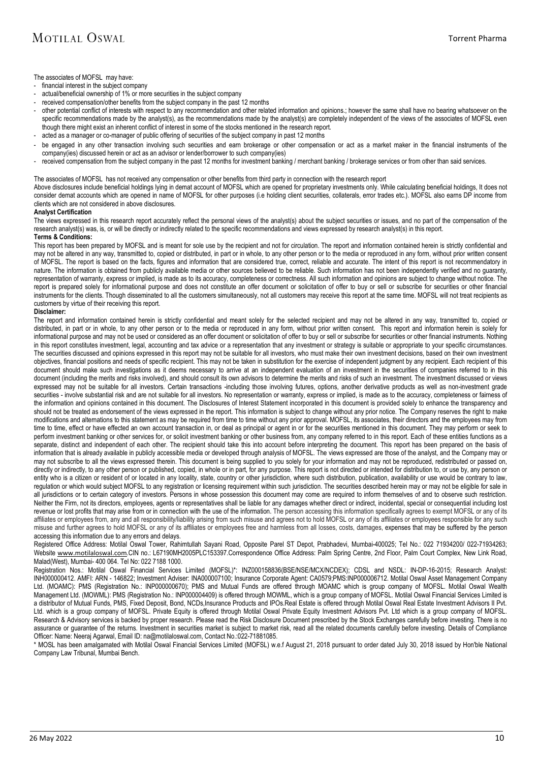The associates of MOFSL may have:

- financial interest in the subject company
- actual/beneficial ownership of 1% or more securities in the subject company
- received compensation/other benefits from the subject company in the past 12 months
- other potential conflict of interests with respect to any recommendation and other related information and opinions.; however the same shall have no bearing whatsoever on the specific recommendations made by the analyst(s), as the recommendations made by the analyst(s) are completely independent of the views of the associates of MOFSL even though there might exist an inherent conflict of interest in some of the stocks mentioned in the research report.
- acted as a manager or co-manager of public offering of securities of the subject company in past 12 months
- be engaged in any other transaction involving such securities and earn brokerage or other compensation or act as a market maker in the financial instruments of the company(ies) discussed herein or act as an advisor or lender/borrower to such company(ies)
- received compensation from the subject company in the past 12 months for investment banking / merchant banking / brokerage services or from other than said services.

The associates of MOFSL has not received any compensation or other benefits from third party in connection with the research report

Above disclosures include beneficial holdings lying in demat account of MOFSL which are opened for proprietary investments only. While calculating beneficial holdings, It does not consider demat accounts which are opened in name of MOFSL for other purposes (i.e holding client securities, collaterals, error trades etc.). MOFSL also earns DP income from clients which are not considered in above disclosures.

**Analyst Certification**

The views expressed in this research report accurately reflect the personal views of the analyst(s) about the subject securities or issues, and no part of the compensation of the research analyst(s) was, is, or will be directly or indirectly related to the specific recommendations and views expressed by research analyst(s) in this report.

**Terms & Conditions:**

This report has been prepared by MOFSL and is meant for sole use by the recipient and not for circulation. The report and information contained herein is strictly confidential and may not be altered in any way, transmitted to, copied or distributed, in part or in whole, to any other person or to the media or reproduced in any form, without prior written consent of MOFSL. The report is based on the facts, figures and information that are considered true, correct, reliable and accurate. The intent of this report is not recommendatory in nature. The information is obtained from publicly available media or other sources believed to be reliable. Such information has not been independently verified and no guaranty, representation of warranty, express or implied, is made as to its accuracy, completeness or correctness. All such information and opinions are subject to change without notice. The report is prepared solely for informational purpose and does not constitute an offer document or solicitation of offer to buy or sell or subscribe for securities or other financial instruments for the clients. Though disseminated to all the customers simultaneously, not all customers may receive this report at the same time. MOFSL will not treat recipients as customers by virtue of their receiving this report.

**Disclaimer:**

The report and information contained herein is strictly confidential and meant solely for the selected recipient and may not be altered in any way, transmitted to, copied or distributed, in part or in whole, to any other person or to the media or reproduced in any form, without prior written consent. This report and information herein is solely for informational purpose and may not be used or considered as an offer document or solicitation of offer to buy or sell or subscribe for securities or other financial instruments. Nothing in this report constitutes investment, legal, accounting and tax advice or a representation that any investment or strategy is suitable or appropriate to your specific circumstances. The securities discussed and opinions expressed in this report may not be suitable for all investors, who must make their own investment decisions, based on their own investment objectives, financial positions and needs of specific recipient. This may not be taken in substitution for the exercise of independent judgment by any recipient. Each recipient of this document should make such investigations as it deems necessary to arrive at an independent evaluation of an investment in the securities of companies referred to in this document (including the merits and risks involved), and should consult its own advisors to determine the merits and risks of such an investment. The investment discussed or views expressed may not be suitable for all investors. Certain transactions -including those involving futures, options, another derivative products as well as non-investment grade securities - involve substantial risk and are not suitable for all investors. No representation or warranty, express or implied, is made as to the accuracy, completeness or fairness of the information and opinions contained in this document. The Disclosures of Interest Statement incorporated in this document is provided solely to enhance the transparency and should not be treated as endorsement of the views expressed in the report. This information is subject to change without any prior notice. The Company reserves the right to make modifications and alternations to this statement as may be required from time to time without any prior approval. MOFSL, its associates, their directors and the employees may from time to time, effect or have effected an own account transaction in, or deal as principal or agent in or for the securities mentioned in this document. They may perform or seek to perform investment banking or other services for, or solicit investment banking or other business from, any company referred to in this report. Each of these entities functions as a separate, distinct and independent of each other. The recipient shall take this into account before interpreting the document. This report has been prepared on the basis of information that is already available in publicly accessible media or developed through analysis of MOFSL. The views expressed are those of the analyst, and the Company may or may not subscribe to all the views expressed therein. This document is being supplied to you solely for your information and may not be reproduced, redistributed or passed on, directly or indirectly, to any other person or published, copied, in whole or in part, for any purpose. This report is not directed or intended for distribution to, or use by, any person or entity who is a citizen or resident of or located in any locality, state, country or other jurisdiction, where such distribution, publication, availability or use would be contrary to law, regulation or which would subject MOFSL to any registration or licensing requirement within such jurisdiction. The securities described herein may or may not be eligible for sale in all jurisdictions or to certain category of investors. Persons in whose possession this document may come are required to inform themselves of and to observe such restriction. Neither the Firm, not its directors, employees, agents or representatives shall be liable for any damages whether direct or indirect, incidental, special or consequential including lost revenue or lost profits that may arise from or in connection with the use of the information. The person accessing this information specifically agrees to exempt MOFSL or any of its affiliates or employees from, any and all responsibility/liability arising from such misuse and agrees not to hold MOFSL or any of its affiliates or employees responsible for any such misuse and further agrees to hold MOFSL or any of its affiliates or employees free and harmless from all losses, costs, damages, expenses that may be suffered by the person accessing this information due to any errors and delays.

Registered Office Address: Motilal Oswal Tower, Rahimtullah Sayani Road, Opposite Parel ST Depot, Prabhadevi, Mumbai-400025; Tel No.: 022 71934200/ 022-71934263; Website www.motilaloswal.com.CIN no.: L67190MH2005PLC153397.Correspondence Office Address: Palm Spring Centre, 2nd Floor, Palm Court Complex, New Link Road, Malad(West), Mumbai- 400 064. Tel No: 022 7188 1000.

Registration Nos.: Motilal Oswal Financial Services Limited (MOFSL)*: INZ000158836(BSE/NSE/MCX/NCDEX); CDSL and NSDL: IN-DP-16-2015; Research Analyst: INH000000412. AMFI: ARN - 146822; Investment Adviser: INA000007100; Insurance Corporate Agent: CA0579;PMS:INP000006712. Motilal Oswal Asset Management Company Ltd. (MOAMC): PMS (Registration No.: INP000000670); PMS and Mutual Funds are offered through MOAMC which is group company of MOFSL. Motilal Oswal Wealth Management Ltd. (MOWML): PMS (Registration No.: INP000004409) is offered through MOWML, which is a group company of MOFSL. Motilal Oswal Financial Services Limited is a distributor of Mutual Funds, PMS, Fixed Deposit, Bond, NCDs,Insurance Products and IPOs.Real Estate is offered through Motilal Oswal Real Estate Investment Advisors II Pvt. Ltd. which is a group company of MOFSL. Private Equity is offered through Motilal Oswal Private Equity Investment Advisors Pvt. Ltd which is a group company of MOFSL. Research & Advisory services is backed by proper research. Please read the Risk Disclosure Document prescribed by the Stock Exchanges carefully before investing. There is no assurance or guarantee of the returns. Investment in securities market is subject to market risk, read all the related documents carefully before investing. Details of Compliance Officer: Name: Neeraj Agarwal, Email ID: na@motilaloswal.com, Contact No.:022-71881085.

* MOSL has been amalgamated with Motilal Oswal Financial Services Limited (MOFSL) w.e.f August 21, 2018 pursuant to order dated July 30, 2018 issued by Hon'ble National Company Law Tribunal, Mumbai Bench.